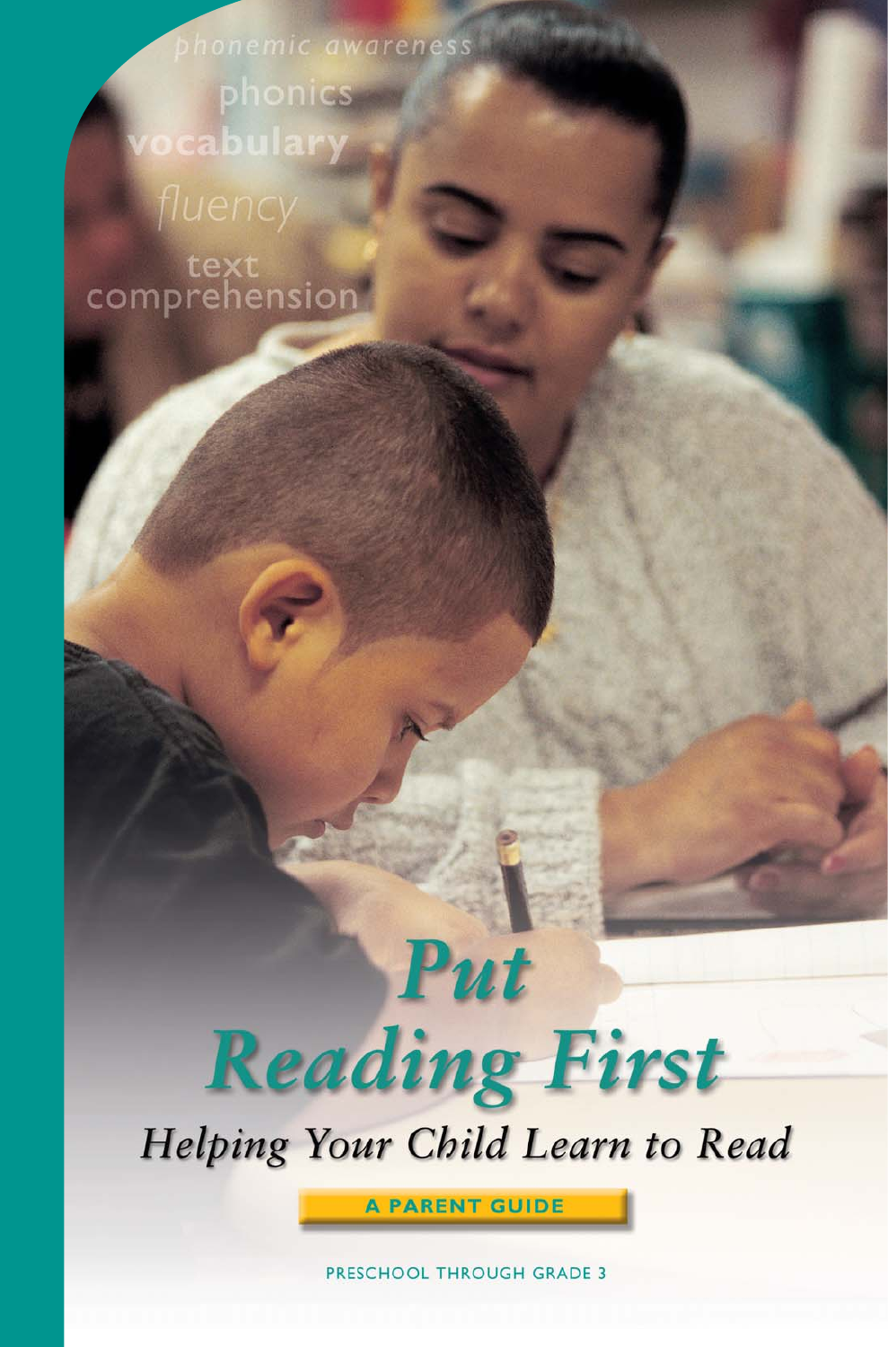phonemic awareness

phonics

vocabulary

fluency

text comprehension

# Put Reading First

## Helping Your Child Learn to Read

**A PARENT GUIDE**

PRESCHOOL THROUGH GRADE 3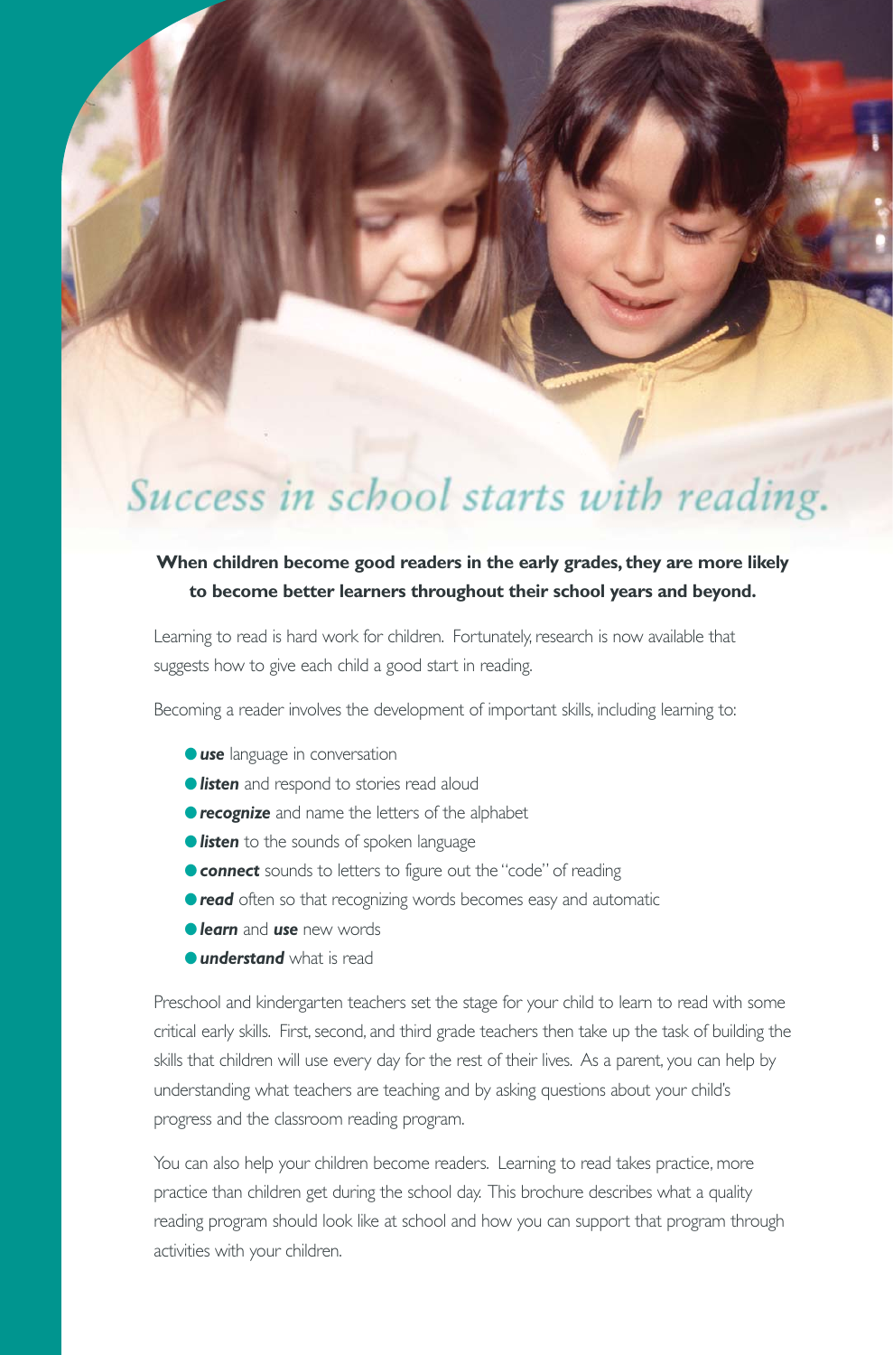# *Success in school starts with reading.*

**When children become good readers in the early grades, they are more likely to become better learners throughout their school years and beyond.**

Learning to read is hard work for children. Fortunately, research is now available that suggests how to give each child a good start in reading.

Becoming a reader involves the development of important skills, including learning to:

- ***use*** language in conversation
- ***listen*** and respond to stories read aloud
- ***recognize*** and name the letters of the alphabet
- ***listen*** to the sounds of spoken language
- ***connect*** sounds to letters to figure out the "code" of reading
- ***read*** often so that recognizing words becomes easy and automatic
- ***learn*** and ***use*** new words
- ***understand*** what is read

Preschool and kindergarten teachers set the stage for your child to learn to read with some critical early skills. First, second, and third grade teachers then take up the task of building the skills that children will use every day for the rest of their lives. As a parent, you can help by understanding what teachers are teaching and by asking questions about your child's progress and the classroom reading program.

You can also help your children become readers. Learning to read takes practice, more practice than children get during the school day. This brochure describes what a quality reading program should look like at school and how you can support that program through activities with your children.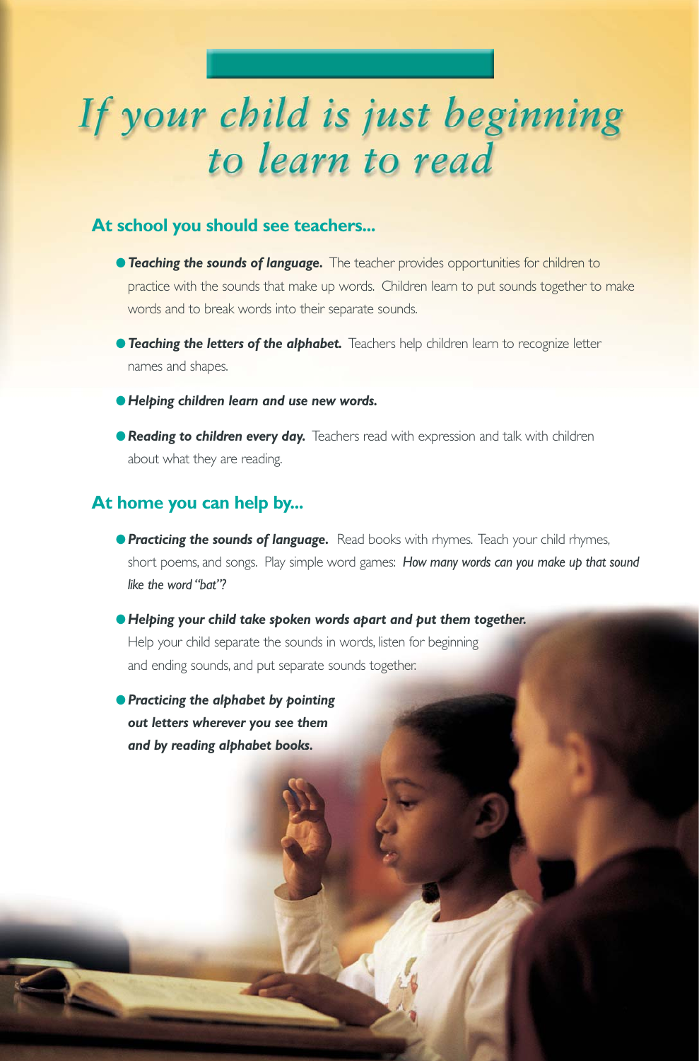# If your child is just beginning to learn to read

## At school you should see teachers...

- ***Teaching the sounds of language.*** The teacher provides opportunities for children to practice with the sounds that make up words. Children learn to put sounds together to make words and to break words into their separate sounds.
- ***Teaching the letters of the alphabet.*** Teachers help children learn to recognize letter names and shapes.
- ***Helping children learn and use new words.***
- ***Reading to children every day.*** Teachers read with expression and talk with children about what they are reading.

## At home you can help by...

- ***Practicing the sounds of language.*** Read books with rhymes. Teach your child rhymes, short poems, and songs. Play simple word games: ***How many words can you make up that sound like the word "bat"?***
- ***Helping your child take spoken words apart and put them together.*** Help your child separate the sounds in words, listen for beginning and ending sounds, and put separate sounds together.
- ***Practicing the alphabet by pointing out letters wherever you see them and by reading alphabet books.***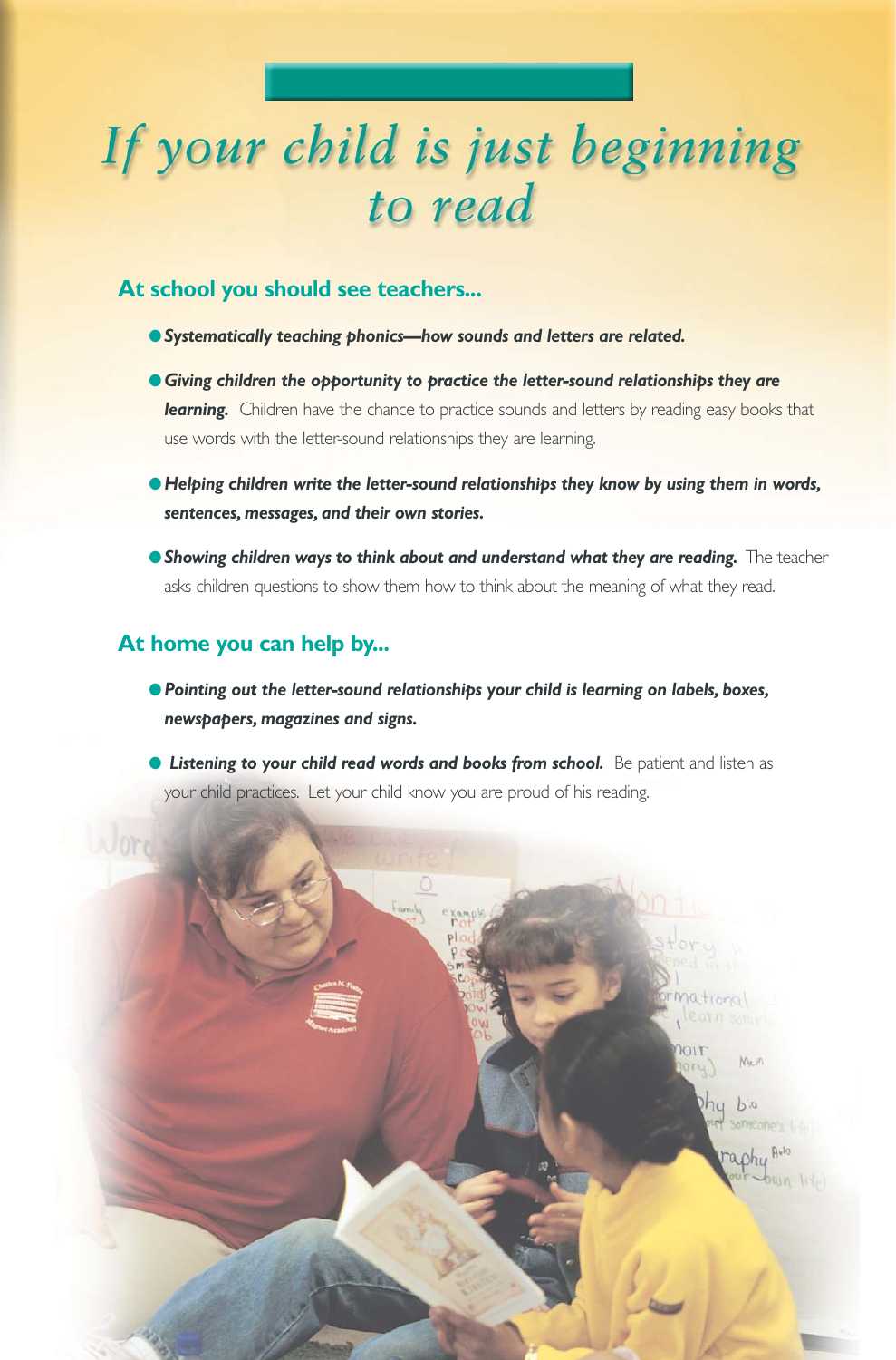# *If your child is just beginning to read*

## At school you should see teachers...

- ***Systematically teaching phonics—how sounds and letters are related.***
- ***Giving children the opportunity to practice the letter-sound relationships they are learning.*** Children have the chance to practice sounds and letters by reading easy books that use words with the letter-sound relationships they are learning.
- ***Helping children write the letter-sound relationships they know by using them in words, sentences, messages, and their own stories.***
- ***Showing children ways to think about and understand what they are reading.*** The teacher asks children questions to show them how to think about the meaning of what they read.

## At home you can help by...

- ***Pointing out the letter-sound relationships your child is learning on labels, boxes, newspapers, magazines and signs.***
- ***Listening to your child read words and books from school.*** Be patient and listen as your child practices. Let your child know you are proud of his reading.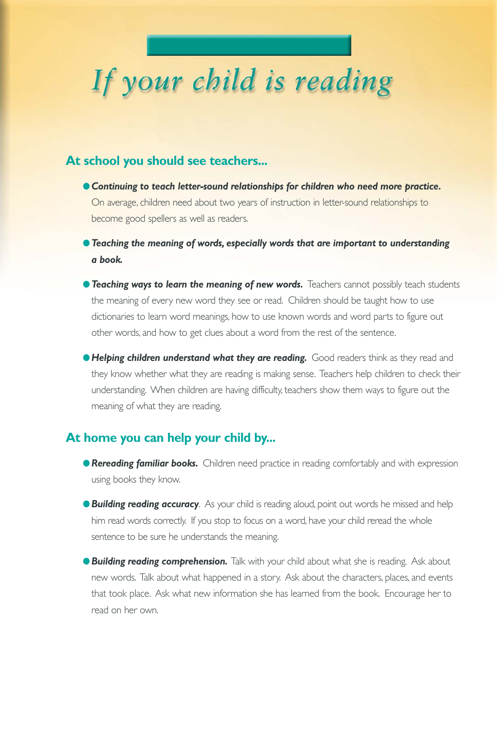# If your child is reading

## At school you should see teachers...

- ***Continuing to teach letter-sound relationships for children who need more practice.*** On average, children need about two years of instruction in letter-sound relationships to become good spellers as well as readers.
- ***Teaching the meaning of words, especially words that are important to understanding a book.***
- ***Teaching ways to learn the meaning of new words.*** Teachers cannot possibly teach students the meaning of every new word they see or read. Children should be taught how to use dictionaries to learn word meanings, how to use known words and word parts to figure out other words, and how to get clues about a word from the rest of the sentence.
- ***Helping children understand what they are reading.*** Good readers think as they read and they know whether what they are reading is making sense. Teachers help children to check their understanding. When children are having difficulty, teachers show them ways to figure out the meaning of what they are reading.

## At home you can help your child by...

- ***Rereading familiar books.*** Children need practice in reading comfortably and with expression using books they know.
- ***Building reading accuracy***. As your child is reading aloud, point out words he missed and help him read words correctly. If you stop to focus on a word, have your child reread the whole sentence to be sure he understands the meaning.
- ***Building reading comprehension.*** Talk with your child about what she is reading. Ask about new words. Talk about what happened in a story. Ask about the characters, places, and events that took place. Ask what new information she has learned from the book. Encourage her to read on her own.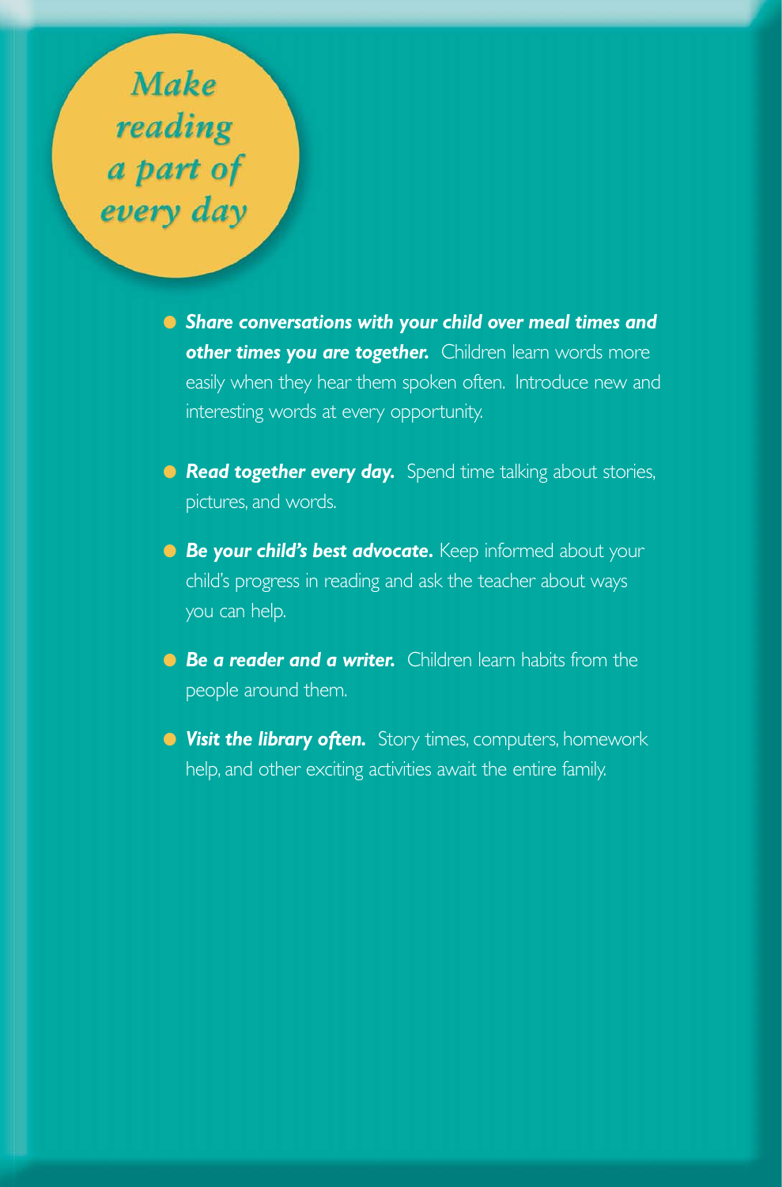# Make reading a part of every day

- ***Share conversations with your child over meal times and other times you are together.*** Children learn words more easily when they hear them spoken often. Introduce new and interesting words at every opportunity.

- ***Read together every day.*** Spend time talking about stories, pictures, and words.

- ***Be your child's best advocate.*** Keep informed about your child's progress in reading and ask the teacher about ways you can help.

- ***Be a reader and a writer.*** Children learn habits from the people around them.

- ***Visit the library often.*** Story times, computers, homework help, and other exciting activities await the entire family.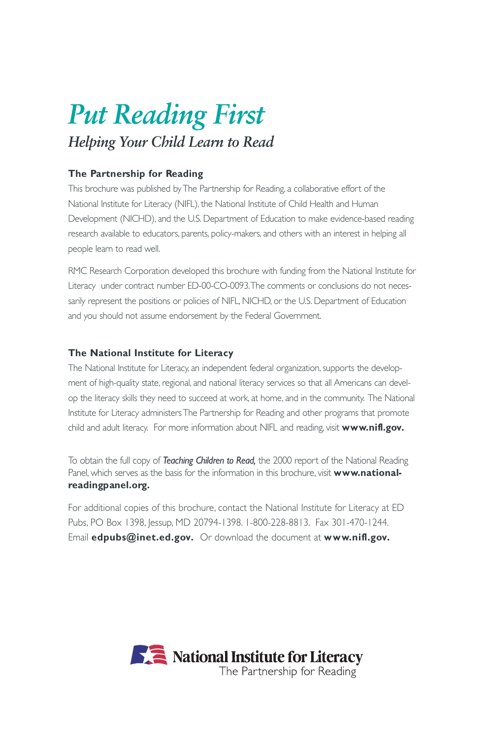# *Put Reading First*

## *Helping Your Child Learn to Read*

### The Partnership for Reading

This brochure was published by The Partnership for Reading, a collaborative effort of the National Institute for Literacy (NIFL), the National Institute of Child Health and Human Development (NICHD), and the U.S. Department of Education to make evidence-based reading research available to educators, parents, policy-makers, and others with an interest in helping all people learn to read well.

RMC Research Corporation developed this brochure with funding from the National Institute for Literacy under contract number ED-00-CO-0093. The comments or conclusions do not necessarily represent the positions or policies of NIFL, NICHD, or the U.S. Department of Education and you should not assume endorsement by the Federal Government.

### The National Institute for Literacy

The National Institute for Literacy, an independent federal organization, supports the development of high-quality state, regional, and national literacy services so that all Americans can develop the literacy skills they need to succeed at work, at home, and in the community. The National Institute for Literacy administers The Partnership for Reading and other programs that promote child and adult literacy. For more information about NIFL and reading, visit **www.nifl.gov.**

To obtain the full copy of ***Teaching Children to Read,*** the 2000 report of the National Reading Panel, which serves as the basis for the information in this brochure, visit **www.nationalreadingpanel.org.**

For additional copies of this brochure, contact the National Institute for Literacy at ED Pubs, PO Box 1398, Jessup, MD 20794-1398. 1-800-228-8813. Fax 301-470-1244. Email **edpubs@inet.ed.gov.** Or download the document at **www.nifl.gov.**

National Institute for Literacy
The Partnership for Reading